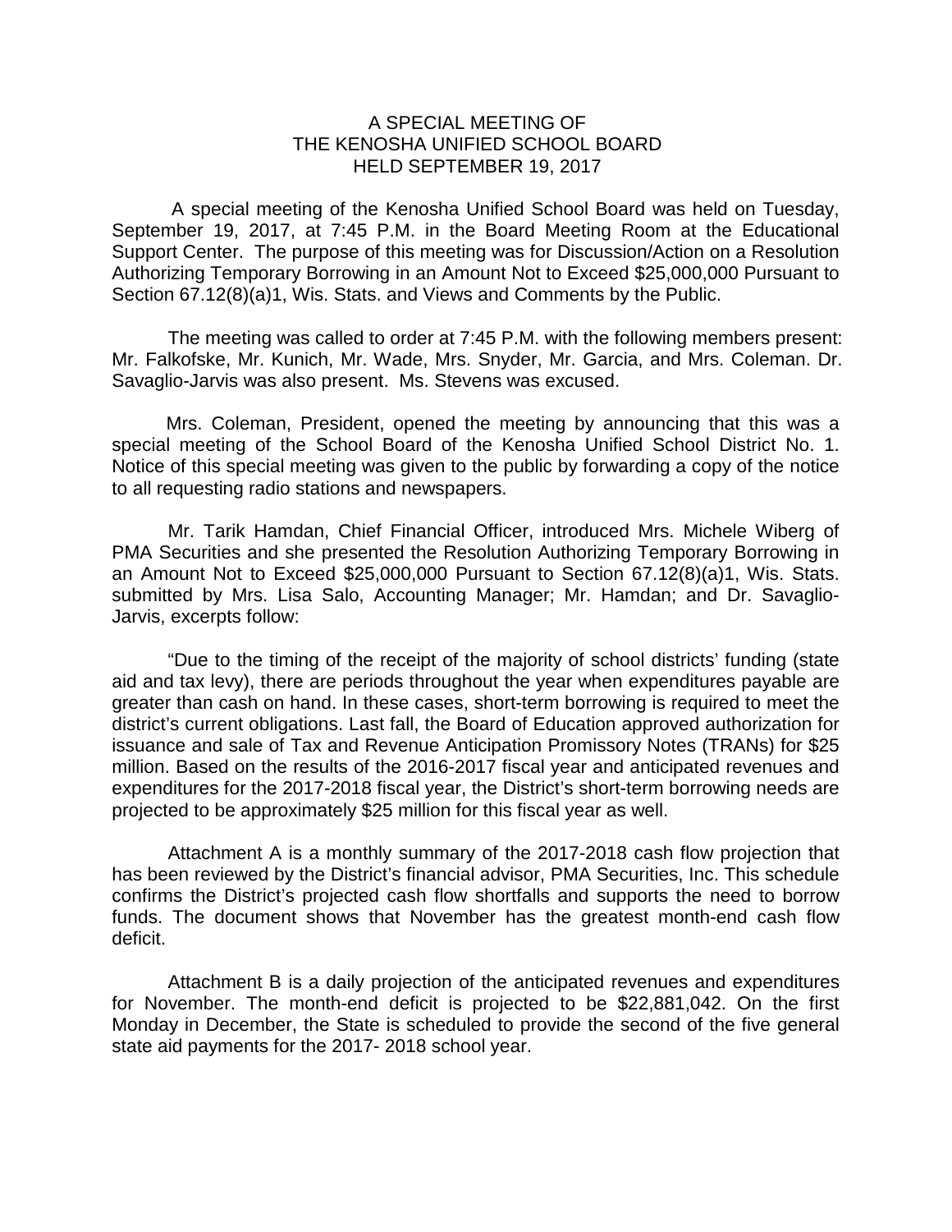# A SPECIAL MEETING OF THE KENOSHA UNIFIED SCHOOL BOARD HELD SEPTEMBER 19, 2017

A special meeting of the Kenosha Unified School Board was held on Tuesday, September 19, 2017, at 7:45 P.M. in the Board Meeting Room at the Educational Support Center. The purpose of this meeting was for Discussion/Action on a Resolution Authorizing Temporary Borrowing in an Amount Not to Exceed $25,000,000 Pursuant to Section 67.12(8)(a)1, Wis. Stats. and Views and Comments by the Public.

The meeting was called to order at 7:45 P.M. with the following members present: Mr. Falkofske, Mr. Kunich, Mr. Wade, Mrs. Snyder, Mr. Garcia, and Mrs. Coleman. Dr. Savaglio-Jarvis was also present. Ms. Stevens was excused.

Mrs. Coleman, President, opened the meeting by announcing that this was a special meeting of the School Board of the Kenosha Unified School District No. 1. Notice of this special meeting was given to the public by forwarding a copy of the notice to all requesting radio stations and newspapers.

Mr. Tarik Hamdan, Chief Financial Officer, introduced Mrs. Michele Wiberg of PMA Securities and she presented the Resolution Authorizing Temporary Borrowing in an Amount Not to Exceed $25,000,000 Pursuant to Section 67.12(8)(a)1, Wis. Stats. submitted by Mrs. Lisa Salo, Accounting Manager; Mr. Hamdan; and Dr. Savaglio-Jarvis, excerpts follow:

"Due to the timing of the receipt of the majority of school districts' funding (state aid and tax levy), there are periods throughout the year when expenditures payable are greater than cash on hand. In these cases, short-term borrowing is required to meet the district's current obligations. Last fall, the Board of Education approved authorization for issuance and sale of Tax and Revenue Anticipation Promissory Notes (TRANs) for $25 million. Based on the results of the 2016-2017 fiscal year and anticipated revenues and expenditures for the 2017-2018 fiscal year, the District's short-term borrowing needs are projected to be approximately $25 million for this fiscal year as well.

Attachment A is a monthly summary of the 2017-2018 cash flow projection that has been reviewed by the District's financial advisor, PMA Securities, Inc. This schedule confirms the District's projected cash flow shortfalls and supports the need to borrow funds. The document shows that November has the greatest month-end cash flow deficit.

Attachment B is a daily projection of the anticipated revenues and expenditures for November. The month-end deficit is projected to be $22,881,042. On the first Monday in December, the State is scheduled to provide the second of the five general state aid payments for the 2017- 2018 school year.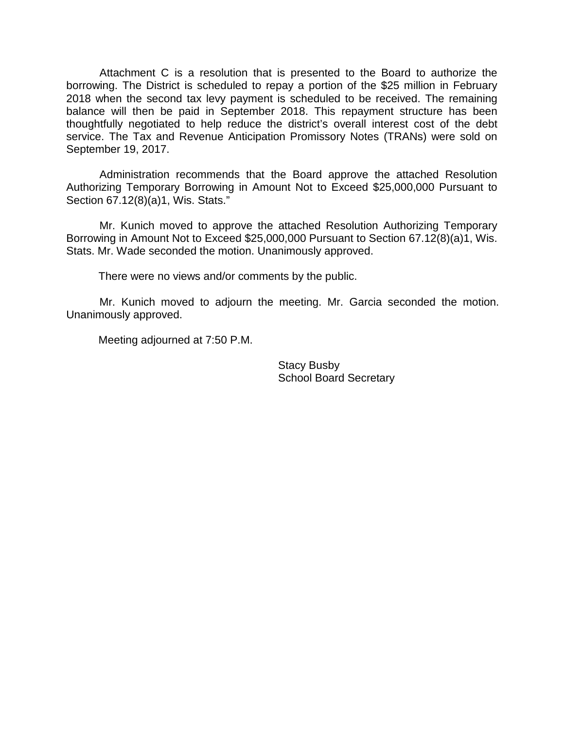Attachment C is a resolution that is presented to the Board to authorize the borrowing. The District is scheduled to repay a portion of the $25 million in February 2018 when the second tax levy payment is scheduled to be received. The remaining balance will then be paid in September 2018. This repayment structure has been thoughtfully negotiated to help reduce the district's overall interest cost of the debt service. The Tax and Revenue Anticipation Promissory Notes (TRANs) were sold on September 19, 2017.

Administration recommends that the Board approve the attached Resolution Authorizing Temporary Borrowing in Amount Not to Exceed $25,000,000 Pursuant to Section 67.12(8)(a)1, Wis. Stats."

Mr. Kunich moved to approve the attached Resolution Authorizing Temporary Borrowing in Amount Not to Exceed $25,000,000 Pursuant to Section 67.12(8)(a)1, Wis. Stats. Mr. Wade seconded the motion. Unanimously approved.

There were no views and/or comments by the public.

Mr. Kunich moved to adjourn the meeting. Mr. Garcia seconded the motion. Unanimously approved.

Meeting adjourned at 7:50 P.M.

Stacy Busby
School Board Secretary